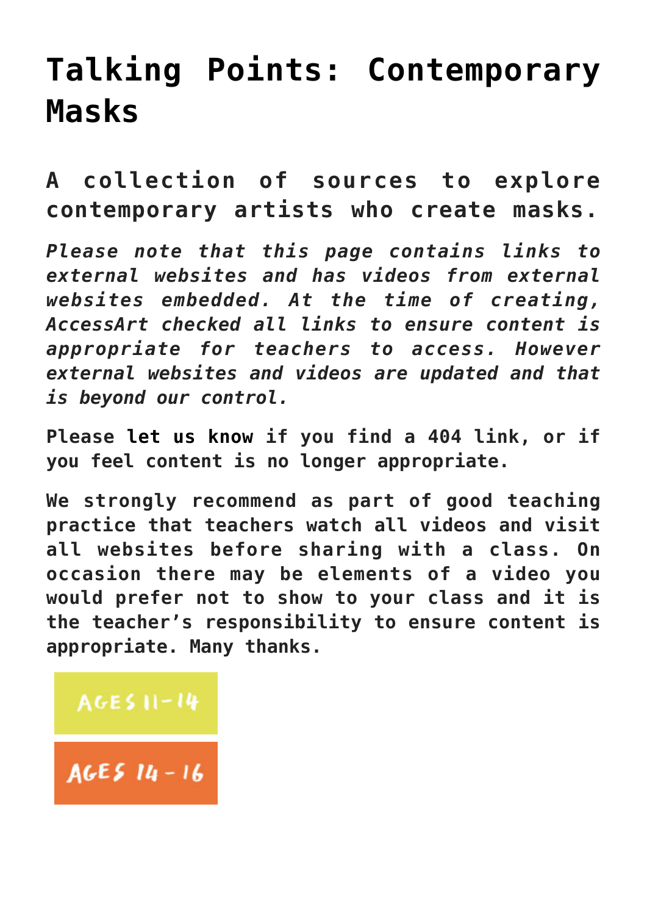# Talking Points: Contemporary Masks

## A collection of sources to explore contemporary artists who create masks.

*Please note that this page contains links to external websites and has videos from external websites embedded. At the time of creating, AccessArt checked all links to ensure content is appropriate for teachers to access. However external websites and videos are updated and that is beyond our control.*

**Please let us know if you find a 404 link, or if you feel content is no longer appropriate.**

**We strongly recommend as part of good teaching practice that teachers watch all videos and visit all websites before sharing with a class. On occasion there may be elements of a video you would prefer not to show to your class and it is the teacher's responsibility to ensure content is appropriate. Many thanks.**

AGES 11-14

AGES 14-16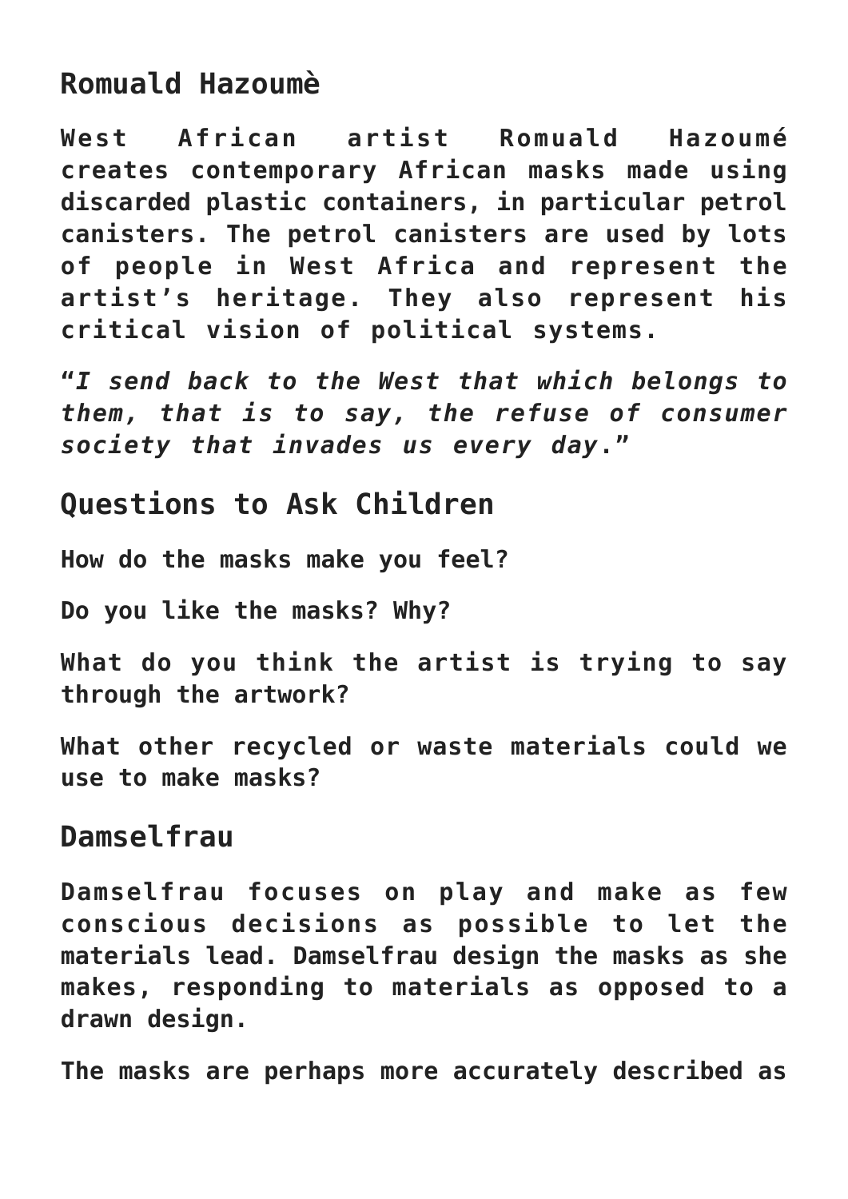## Romuald Hazoumè

West African artist Romuald Hazoumé creates contemporary African masks made using discarded plastic containers, in particular petrol canisters. The petrol canisters are used by lots of people in West Africa and represent the artist's heritage. They also represent his critical vision of political systems.

"*I send back to the West that which belongs to them, that is to say, the refuse of consumer society that invades us every day*."

## Questions to Ask Children

How do the masks make you feel?

Do you like the masks? Why?

What do you think the artist is trying to say through the artwork?

What other recycled or waste materials could we use to make masks?

## Damselfrau

Damselfrau focuses on play and make as few conscious decisions as possible to let the materials lead. Damselfrau design the masks as she makes, responding to materials as opposed to a drawn design.

The masks are perhaps more accurately described as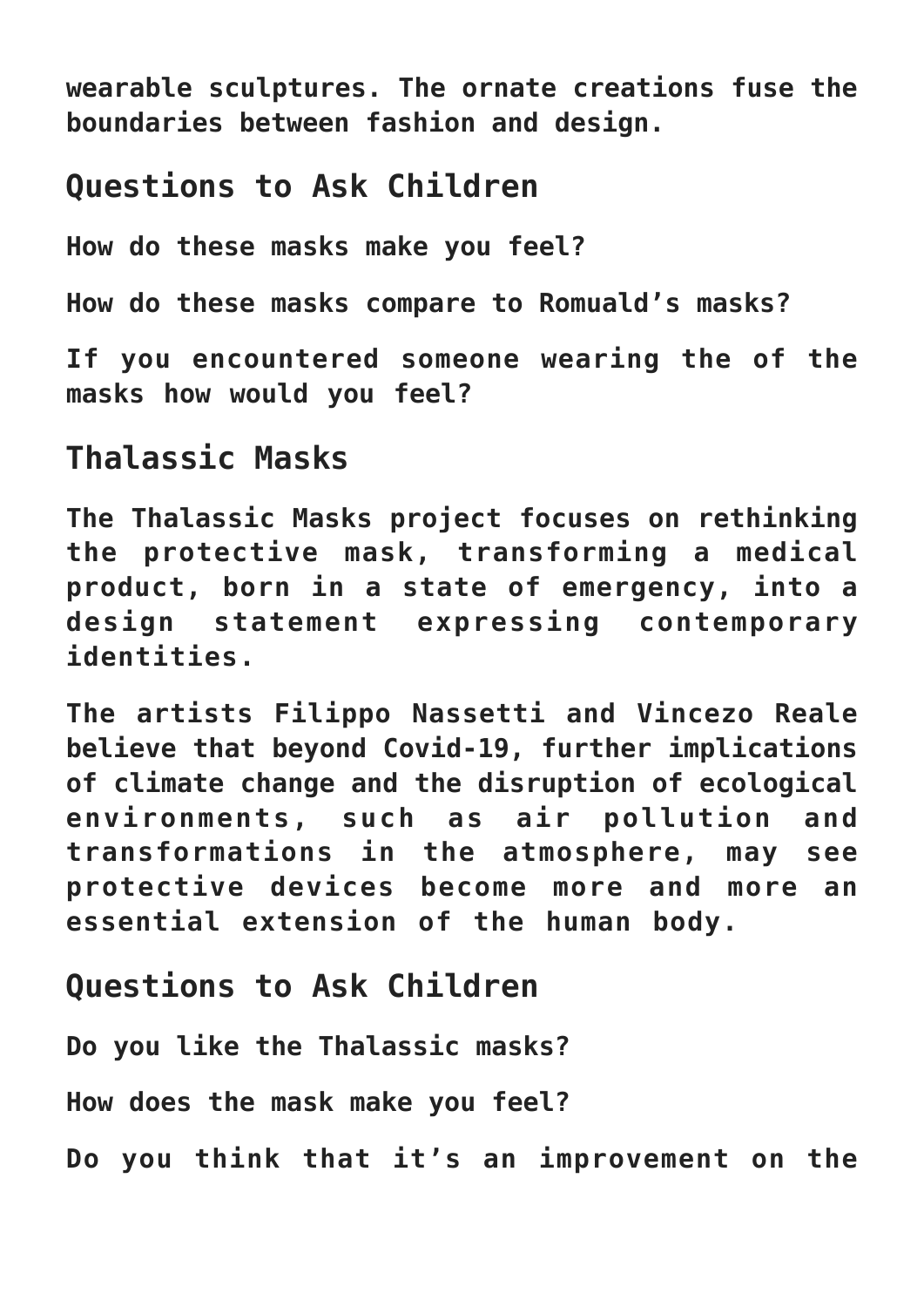wearable sculptures. The ornate creations fuse the boundaries between fashion and design.

## Questions to Ask Children

How do these masks make you feel?

How do these masks compare to Romuald's masks?

If you encountered someone wearing the of the masks how would you feel?

## Thalassic Masks

The Thalassic Masks project focuses on rethinking the protective mask, transforming a medical product, born in a state of emergency, into a design statement expressing contemporary identities.

The artists Filippo Nassetti and Vincezo Reale believe that beyond Covid-19, further implications of climate change and the disruption of ecological environments, such as air pollution and transformations in the atmosphere, may see protective devices become more and more an essential extension of the human body.

## Questions to Ask Children

Do you like the Thalassic masks?

How does the mask make you feel?

Do you think that it's an improvement on the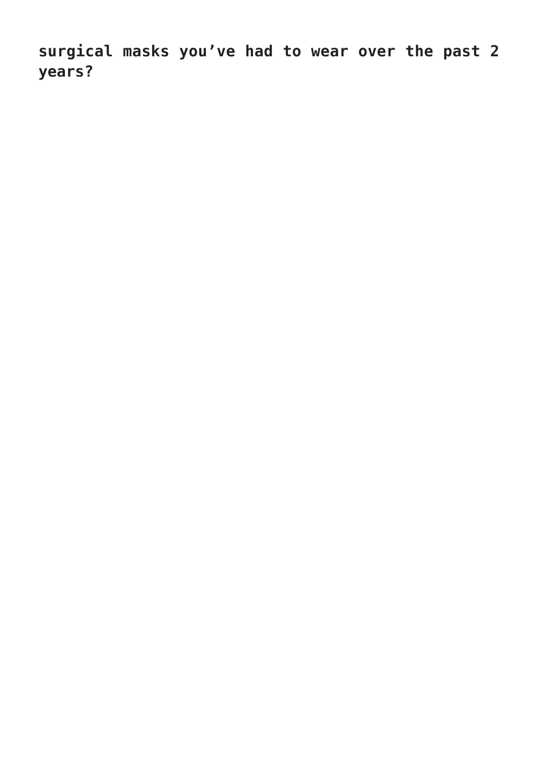**surgical masks you've had to wear over the past 2 years?**